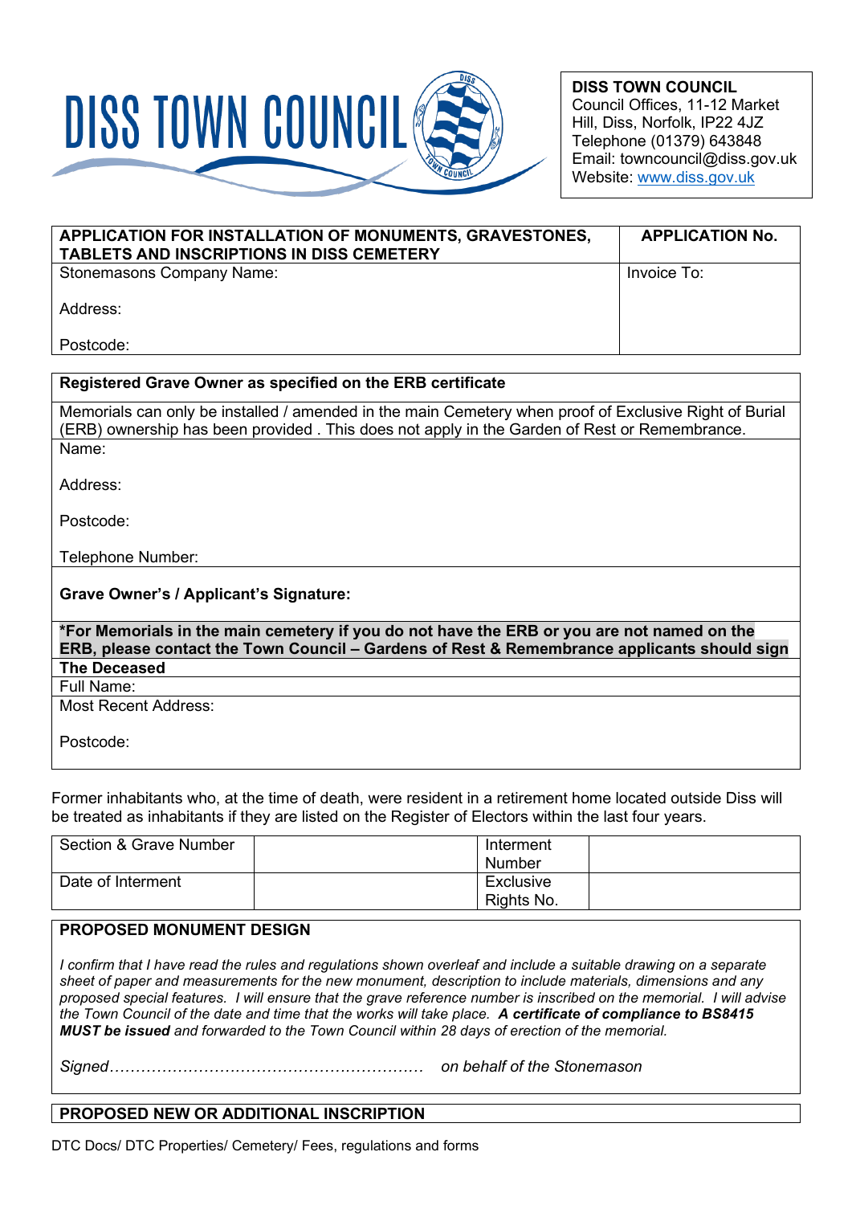# DISS TOWN COUNCIL

**DISS TOWN COUNCIL**
Council Offices, 11-12 Market Hill, Diss, Norfolk, IP22 4JZ
Telephone (01379) 643848
Email: towncouncil@diss.gov.uk
Website: www.diss.gov.uk

| **APPLICATION FOR INSTALLATION OF MONUMENTS, GRAVESTONES, TABLETS AND INSCRIPTIONS IN DISS CEMETERY** | **APPLICATION No.** |
|---|---|
| Stonemasons Company Name:<br><br>Address:<br><br>Postcode: | Invoice To: |

**Registered Grave Owner as specified on the ERB certificate**

Memorials can only be installed / amended in the main Cemetery when proof of Exclusive Right of Burial (ERB) ownership has been provided . This does not apply in the Garden of Rest or Remembrance.

Name:

Address:

Postcode:

Telephone Number:

**Grave Owner's / Applicant's Signature:**

***For Memorials in the main cemetery if you do not have the ERB or you are not named on the ERB, please contact the Town Council – Gardens of Rest & Remembrance applicants should sign**

**The Deceased**

Full Name:

Most Recent Address:

Postcode:

Former inhabitants who, at the time of death, were resident in a retirement home located outside Diss will be treated as inhabitants if they are listed on the Register of Electors within the last four years.

| Section & Grave Number | | Interment Number | |
|---|---|---|---|
| Date of Interment | | Exclusive Rights No. | |

**PROPOSED MONUMENT DESIGN**

*I confirm that I have read the rules and regulations shown overleaf and include a suitable drawing on a separate sheet of paper and measurements for the new monument, description to include materials, dimensions and any proposed special features. I will ensure that the grave reference number is inscribed on the memorial. I will advise the Town Council of the date and time that the works will take place.* ***A certificate of compliance to BS8415 MUST be issued*** *and forwarded to the Town Council within 28 days of erection of the memorial.*

*Signed…………………………………………………… on behalf of the Stonemason*

**PROPOSED NEW OR ADDITIONAL INSCRIPTION**

DTC Docs/ DTC Properties/ Cemetery/ Fees, regulations and forms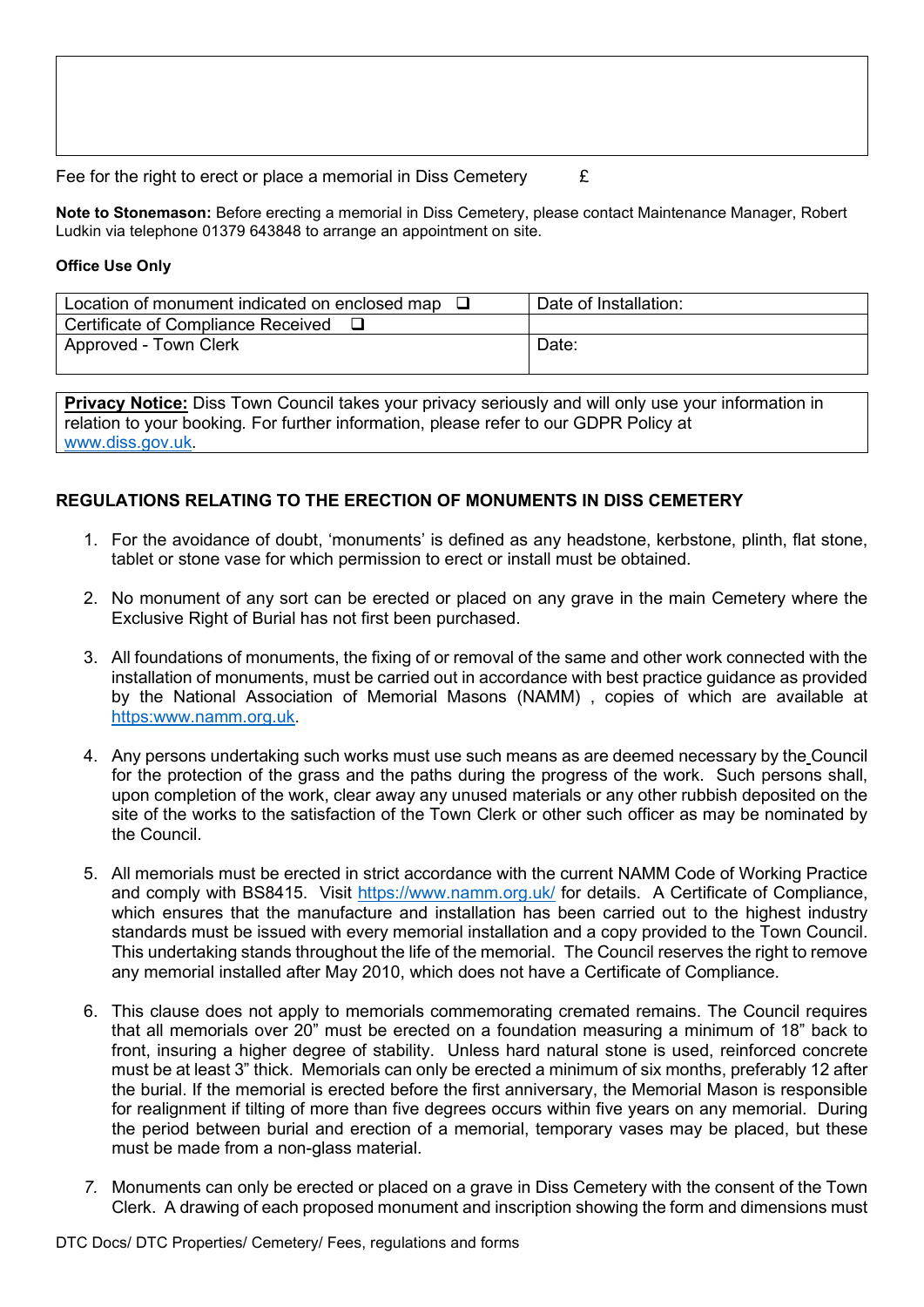Fee for the right to erect or place a memorial in Diss Cemetery £

**Note to Stonemason:** Before erecting a memorial in Diss Cemetery, please contact Maintenance Manager, Robert Ludkin via telephone 01379 643848 to arrange an appointment on site.

**Office Use Only**

| Location of monument indicated on enclosed map ❑ | Date of Installation: |
|---|---|
| Certificate of Compliance Received ❑ | |
| Approved - Town Clerk | Date: |

**Privacy Notice:** Diss Town Council takes your privacy seriously and will only use your information in relation to your booking. For further information, please refer to our GDPR Policy at www.diss.gov.uk.

## REGULATIONS RELATING TO THE ERECTION OF MONUMENTS IN DISS CEMETERY

1. For the avoidance of doubt, 'monuments' is defined as any headstone, kerbstone, plinth, flat stone, tablet or stone vase for which permission to erect or install must be obtained.

2. No monument of any sort can be erected or placed on any grave in the main Cemetery where the Exclusive Right of Burial has not first been purchased.

3. All foundations of monuments, the fixing of or removal of the same and other work connected with the installation of monuments, must be carried out in accordance with best practice guidance as provided by the National Association of Memorial Masons (NAMM) , copies of which are available at https:www.namm.org.uk.

4. Any persons undertaking such works must use such means as are deemed necessary by the Council for the protection of the grass and the paths during the progress of the work. Such persons shall, upon completion of the work, clear away any unused materials or any other rubbish deposited on the site of the works to the satisfaction of the Town Clerk or other such officer as may be nominated by the Council.

5. All memorials must be erected in strict accordance with the current NAMM Code of Working Practice and comply with BS8415. Visit https://www.namm.org.uk/ for details. A Certificate of Compliance, which ensures that the manufacture and installation has been carried out to the highest industry standards must be issued with every memorial installation and a copy provided to the Town Council. This undertaking stands throughout the life of the memorial. The Council reserves the right to remove any memorial installed after May 2010, which does not have a Certificate of Compliance.

6. This clause does not apply to memorials commemorating cremated remains. The Council requires that all memorials over 20" must be erected on a foundation measuring a minimum of 18" back to front, insuring a higher degree of stability. Unless hard natural stone is used, reinforced concrete must be at least 3" thick. Memorials can only be erected a minimum of six months, preferably 12 after the burial. If the memorial is erected before the first anniversary, the Memorial Mason is responsible for realignment if tilting of more than five degrees occurs within five years on any memorial. During the period between burial and erection of a memorial, temporary vases may be placed, but these must be made from a non-glass material.

7. Monuments can only be erected or placed on a grave in Diss Cemetery with the consent of the Town Clerk. A drawing of each proposed monument and inscription showing the form and dimensions must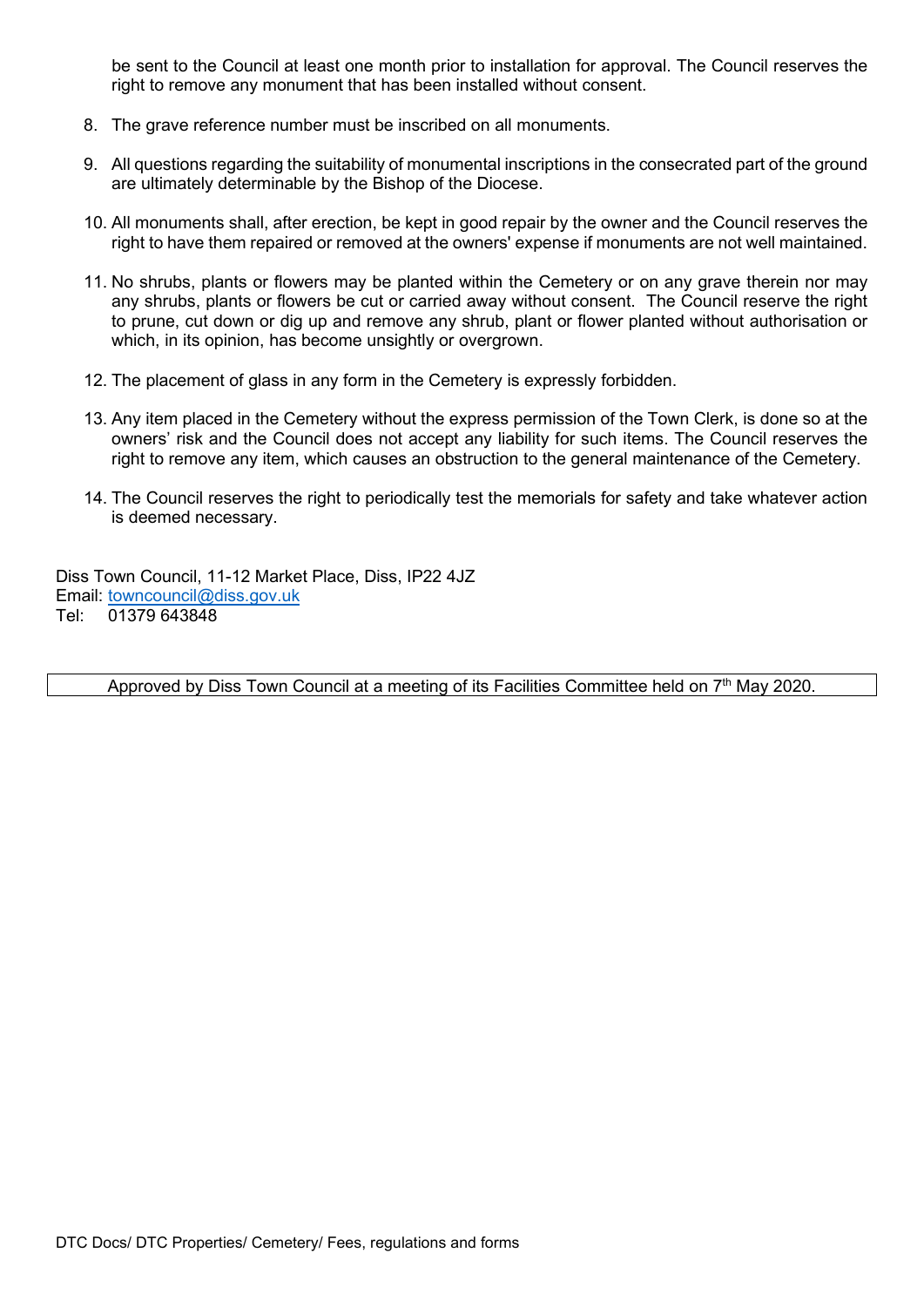be sent to the Council at least one month prior to installation for approval. The Council reserves the right to remove any monument that has been installed without consent.

8. The grave reference number must be inscribed on all monuments.

9. All questions regarding the suitability of monumental inscriptions in the consecrated part of the ground are ultimately determinable by the Bishop of the Diocese.

10. All monuments shall, after erection, be kept in good repair by the owner and the Council reserves the right to have them repaired or removed at the owners' expense if monuments are not well maintained.

11. No shrubs, plants or flowers may be planted within the Cemetery or on any grave therein nor may any shrubs, plants or flowers be cut or carried away without consent. The Council reserve the right to prune, cut down or dig up and remove any shrub, plant or flower planted without authorisation or which, in its opinion, has become unsightly or overgrown.

12. The placement of glass in any form in the Cemetery is expressly forbidden.

13. Any item placed in the Cemetery without the express permission of the Town Clerk, is done so at the owners' risk and the Council does not accept any liability for such items. The Council reserves the right to remove any item, which causes an obstruction to the general maintenance of the Cemetery.

14. The Council reserves the right to periodically test the memorials for safety and take whatever action is deemed necessary.

Diss Town Council, 11-12 Market Place, Diss, IP22 4JZ
Email: towncouncil@diss.gov.uk
Tel: 01379 643848

Approved by Diss Town Council at a meeting of its Facilities Committee held on 7th May 2020.

DTC Docs/ DTC Properties/ Cemetery/ Fees, regulations and forms